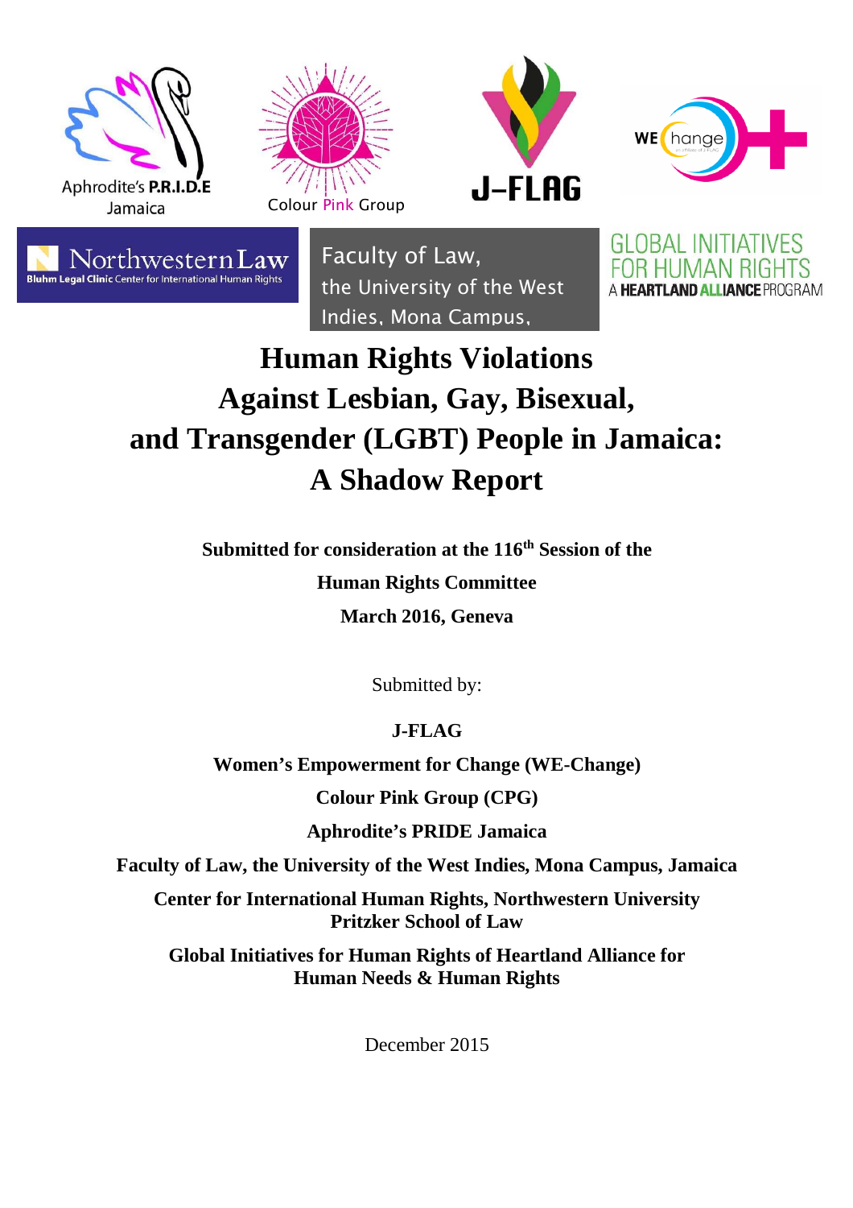Aphrodite's P.R.I.D.E Jamaica

Colour Pink Group

J-FLAG

WE-Change

Northwestern Law
Bluhm Legal Clinic Center for International Human Rights

Faculty of Law, the University of the West Indies, Mona Campus,

GLOBAL INITIATIVES FOR HUMAN RIGHTS
A HEARTLAND ALLIANCE PROGRAM

# Human Rights Violations Against Lesbian, Gay, Bisexual, and Transgender (LGBT) People in Jamaica: A Shadow Report

**Submitted for consideration at the 116th Session of the**

**Human Rights Committee**

**March 2016, Geneva**

Submitted by:

**J-FLAG**

**Women's Empowerment for Change (WE-Change)**

**Colour Pink Group (CPG)**

**Aphrodite's PRIDE Jamaica**

**Faculty of Law, the University of the West Indies, Mona Campus, Jamaica**

**Center for International Human Rights, Northwestern University Pritzker School of Law**

**Global Initiatives for Human Rights of Heartland Alliance for Human Needs & Human Rights**

December 2015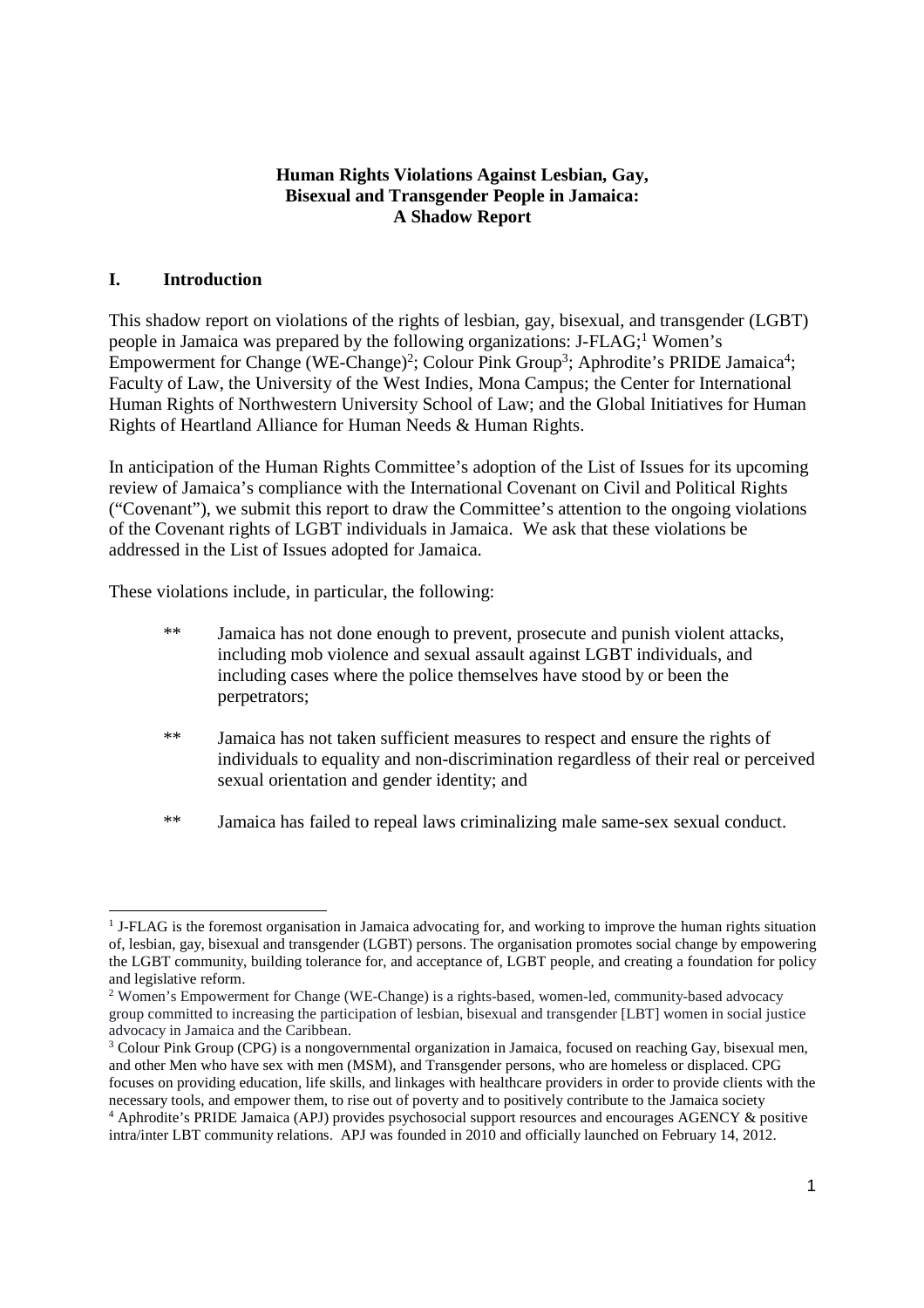**Human Rights Violations Against Lesbian, Gay, Bisexual and Transgender People in Jamaica: A Shadow Report**

## I. Introduction

This shadow report on violations of the rights of lesbian, gay, bisexual, and transgender (LGBT) people in Jamaica was prepared by the following organizations: J-FLAG;[1] Women's Empowerment for Change (WE-Change)[2]; Colour Pink Group[3]; Aphrodite's PRIDE Jamaica[4]; Faculty of Law, the University of the West Indies, Mona Campus; the Center for International Human Rights of Northwestern University School of Law; and the Global Initiatives for Human Rights of Heartland Alliance for Human Needs & Human Rights.

In anticipation of the Human Rights Committee's adoption of the List of Issues for its upcoming review of Jamaica's compliance with the International Covenant on Civil and Political Rights ("Covenant"), we submit this report to draw the Committee's attention to the ongoing violations of the Covenant rights of LGBT individuals in Jamaica. We ask that these violations be addressed in the List of Issues adopted for Jamaica.

These violations include, in particular, the following:

** Jamaica has not done enough to prevent, prosecute and punish violent attacks, including mob violence and sexual assault against LGBT individuals, and including cases where the police themselves have stood by or been the perpetrators;

** Jamaica has not taken sufficient measures to respect and ensure the rights of individuals to equality and non-discrimination regardless of their real or perceived sexual orientation and gender identity; and

** Jamaica has failed to repeal laws criminalizing male same-sex sexual conduct.

---

[1] J-FLAG is the foremost organisation in Jamaica advocating for, and working to improve the human rights situation of, lesbian, gay, bisexual and transgender (LGBT) persons. The organisation promotes social change by empowering the LGBT community, building tolerance for, and acceptance of, LGBT people, and creating a foundation for policy and legislative reform.

[2] Women's Empowerment for Change (WE-Change) is a rights-based, women-led, community-based advocacy group committed to increasing the participation of lesbian, bisexual and transgender [LBT] women in social justice advocacy in Jamaica and the Caribbean.

[3] Colour Pink Group (CPG) is a nongovernmental organization in Jamaica, focused on reaching Gay, bisexual men, and other Men who have sex with men (MSM), and Transgender persons, who are homeless or displaced. CPG focuses on providing education, life skills, and linkages with healthcare providers in order to provide clients with the necessary tools, and empower them, to rise out of poverty and to positively contribute to the Jamaica society

[4] Aphrodite's PRIDE Jamaica (APJ) provides psychosocial support resources and encourages AGENCY & positive intra/inter LBT community relations. APJ was founded in 2010 and officially launched on February 14, 2012.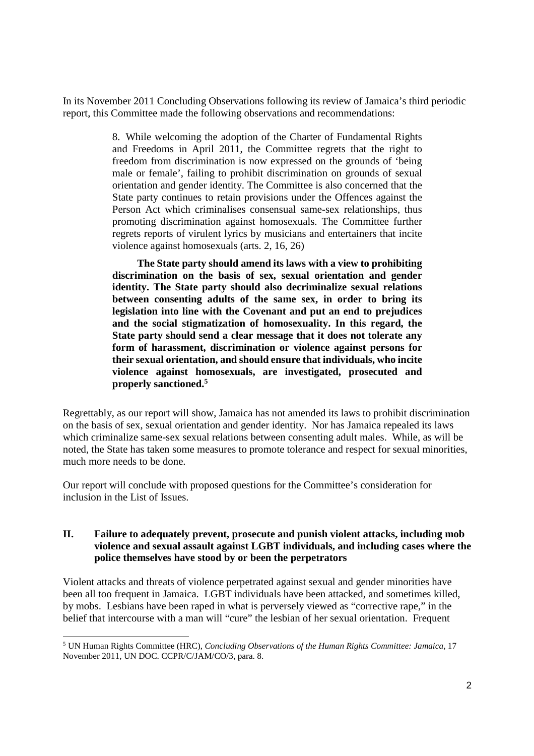In its November 2011 Concluding Observations following its review of Jamaica's third periodic report, this Committee made the following observations and recommendations:

> 8. While welcoming the adoption of the Charter of Fundamental Rights and Freedoms in April 2011, the Committee regrets that the right to freedom from discrimination is now expressed on the grounds of 'being male or female', failing to prohibit discrimination on grounds of sexual orientation and gender identity. The Committee is also concerned that the State party continues to retain provisions under the Offences against the Person Act which criminalises consensual same-sex relationships, thus promoting discrimination against homosexuals. The Committee further regrets reports of virulent lyrics by musicians and entertainers that incite violence against homosexuals (arts. 2, 16, 26)
>
> **The State party should amend its laws with a view to prohibiting discrimination on the basis of sex, sexual orientation and gender identity. The State party should also decriminalize sexual relations between consenting adults of the same sex, in order to bring its legislation into line with the Covenant and put an end to prejudices and the social stigmatization of homosexuality. In this regard, the State party should send a clear message that it does not tolerate any form of harassment, discrimination or violence against persons for their sexual orientation, and should ensure that individuals, who incite violence against homosexuals, are investigated, prosecuted and properly sanctioned.**[5]

Regrettably, as our report will show, Jamaica has not amended its laws to prohibit discrimination on the basis of sex, sexual orientation and gender identity. Nor has Jamaica repealed its laws which criminalize same-sex sexual relations between consenting adult males. While, as will be noted, the State has taken some measures to promote tolerance and respect for sexual minorities, much more needs to be done.

Our report will conclude with proposed questions for the Committee's consideration for inclusion in the List of Issues.

## II. Failure to adequately prevent, prosecute and punish violent attacks, including mob violence and sexual assault against LGBT individuals, and including cases where the police themselves have stood by or been the perpetrators

Violent attacks and threats of violence perpetrated against sexual and gender minorities have been all too frequent in Jamaica. LGBT individuals have been attacked, and sometimes killed, by mobs. Lesbians have been raped in what is perversely viewed as "corrective rape," in the belief that intercourse with a man will "cure" the lesbian of her sexual orientation. Frequent

---

[5] UN Human Rights Committee (HRC), *Concluding Observations of the Human Rights Committee: Jamaica*, 17 November 2011, UN DOC. CCPR/C/JAM/CO/3, para. 8.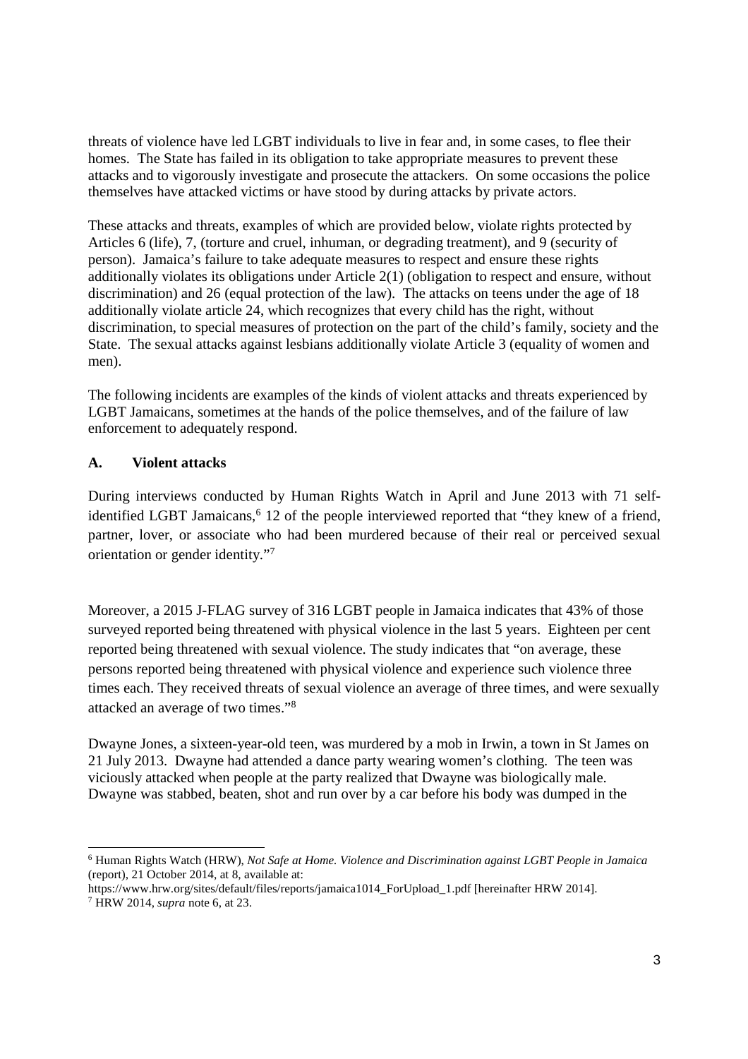threats of violence have led LGBT individuals to live in fear and, in some cases, to flee their homes. The State has failed in its obligation to take appropriate measures to prevent these attacks and to vigorously investigate and prosecute the attackers. On some occasions the police themselves have attacked victims or have stood by during attacks by private actors.

These attacks and threats, examples of which are provided below, violate rights protected by Articles 6 (life), 7, (torture and cruel, inhuman, or degrading treatment), and 9 (security of person). Jamaica's failure to take adequate measures to respect and ensure these rights additionally violates its obligations under Article 2(1) (obligation to respect and ensure, without discrimination) and 26 (equal protection of the law). The attacks on teens under the age of 18 additionally violate article 24, which recognizes that every child has the right, without discrimination, to special measures of protection on the part of the child's family, society and the State. The sexual attacks against lesbians additionally violate Article 3 (equality of women and men).

The following incidents are examples of the kinds of violent attacks and threats experienced by LGBT Jamaicans, sometimes at the hands of the police themselves, and of the failure of law enforcement to adequately respond.

### A. Violent attacks

During interviews conducted by Human Rights Watch in April and June 2013 with 71 self-identified LGBT Jamaicans,[6] 12 of the people interviewed reported that "they knew of a friend, partner, lover, or associate who had been murdered because of their real or perceived sexual orientation or gender identity."[7]

Moreover, a 2015 J-FLAG survey of 316 LGBT people in Jamaica indicates that 43% of those surveyed reported being threatened with physical violence in the last 5 years. Eighteen per cent reported being threatened with sexual violence. The study indicates that "on average, these persons reported being threatened with physical violence and experience such violence three times each. They received threats of sexual violence an average of three times, and were sexually attacked an average of two times."[8]

Dwayne Jones, a sixteen-year-old teen, was murdered by a mob in Irwin, a town in St James on 21 July 2013. Dwayne had attended a dance party wearing women's clothing. The teen was viciously attacked when people at the party realized that Dwayne was biologically male. Dwayne was stabbed, beaten, shot and run over by a car before his body was dumped in the

---

[6] Human Rights Watch (HRW), *Not Safe at Home. Violence and Discrimination against LGBT People in Jamaica* (report), 21 October 2014, at 8, available at: https://www.hrw.org/sites/default/files/reports/jamaica1014_ForUpload_1.pdf [hereinafter HRW 2014].

[7] HRW 2014, *supra* note 6, at 23.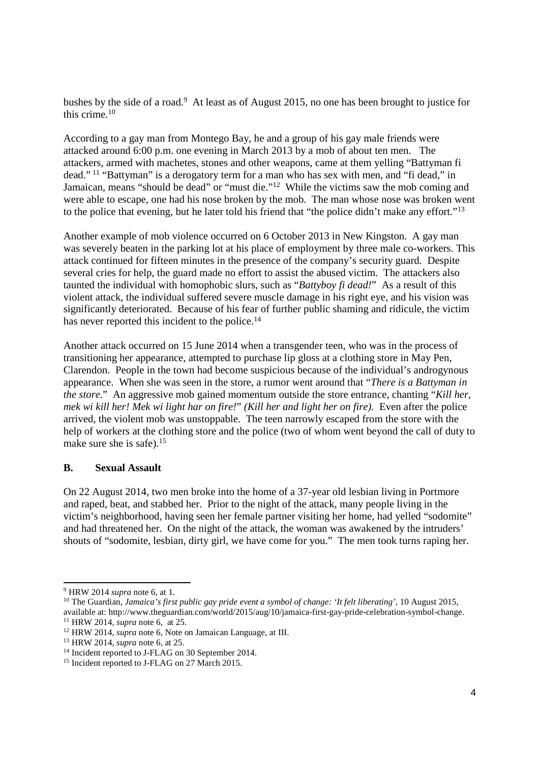bushes by the side of a road.[9] At least as of August 2015, no one has been brought to justice for this crime.[10]

According to a gay man from Montego Bay, he and a group of his gay male friends were attacked around 6:00 p.m. one evening in March 2013 by a mob of about ten men. The attackers, armed with machetes, stones and other weapons, came at them yelling "Battyman fi dead." [11] "Battyman" is a derogatory term for a man who has sex with men, and "fi dead," in Jamaican, means "should be dead" or "must die."[12] While the victims saw the mob coming and were able to escape, one had his nose broken by the mob. The man whose nose was broken went to the police that evening, but he later told his friend that "the police didn't make any effort."[13]

Another example of mob violence occurred on 6 October 2013 in New Kingston. A gay man was severely beaten in the parking lot at his place of employment by three male co-workers. This attack continued for fifteen minutes in the presence of the company's security guard. Despite several cries for help, the guard made no effort to assist the abused victim. The attackers also taunted the individual with homophobic slurs, such as "*Battyboy fi dead!*" As a result of this violent attack, the individual suffered severe muscle damage in his right eye, and his vision was significantly deteriorated. Because of his fear of further public shaming and ridicule, the victim has never reported this incident to the police.[14]

Another attack occurred on 15 June 2014 when a transgender teen, who was in the process of transitioning her appearance, attempted to purchase lip gloss at a clothing store in May Pen, Clarendon. People in the town had become suspicious because of the individual's androgynous appearance. When she was seen in the store, a rumor went around that "*There is a Battyman in the store.*" An aggressive mob gained momentum outside the store entrance, chanting "*Kill her, mek wi kill her! Mek wi light har on fire!*" *(Kill her and light her on fire).* Even after the police arrived, the violent mob was unstoppable. The teen narrowly escaped from the store with the help of workers at the clothing store and the police (two of whom went beyond the call of duty to make sure she is safe).[15]

### B. Sexual Assault

On 22 August 2014, two men broke into the home of a 37-year old lesbian living in Portmore and raped, beat, and stabbed her. Prior to the night of the attack, many people living in the victim's neighborhood, having seen her female partner visiting her home, had yelled "sodomite" and had threatened her. On the night of the attack, the woman was awakened by the intruders' shouts of "sodomite, lesbian, dirty girl, we have come for you." The men took turns raping her.

---

[9] HRW 2014 *supra* note 6, at 1.

[10] The Guardian, *Jamaica's first public gay pride event a symbol of change: 'It felt liberating'*, 10 August 2015, available at: http://www.theguardian.com/world/2015/aug/10/jamaica-first-gay-pride-celebration-symbol-change.

[11] HRW 2014, *supra* note 6, at 25.

[12] HRW 2014, *supra* note 6, Note on Jamaican Language, at III.

[13] HRW 2014, *supra* note 6, at 25.

[14] Incident reported to J-FLAG on 30 September 2014.

[15] Incident reported to J-FLAG on 27 March 2015.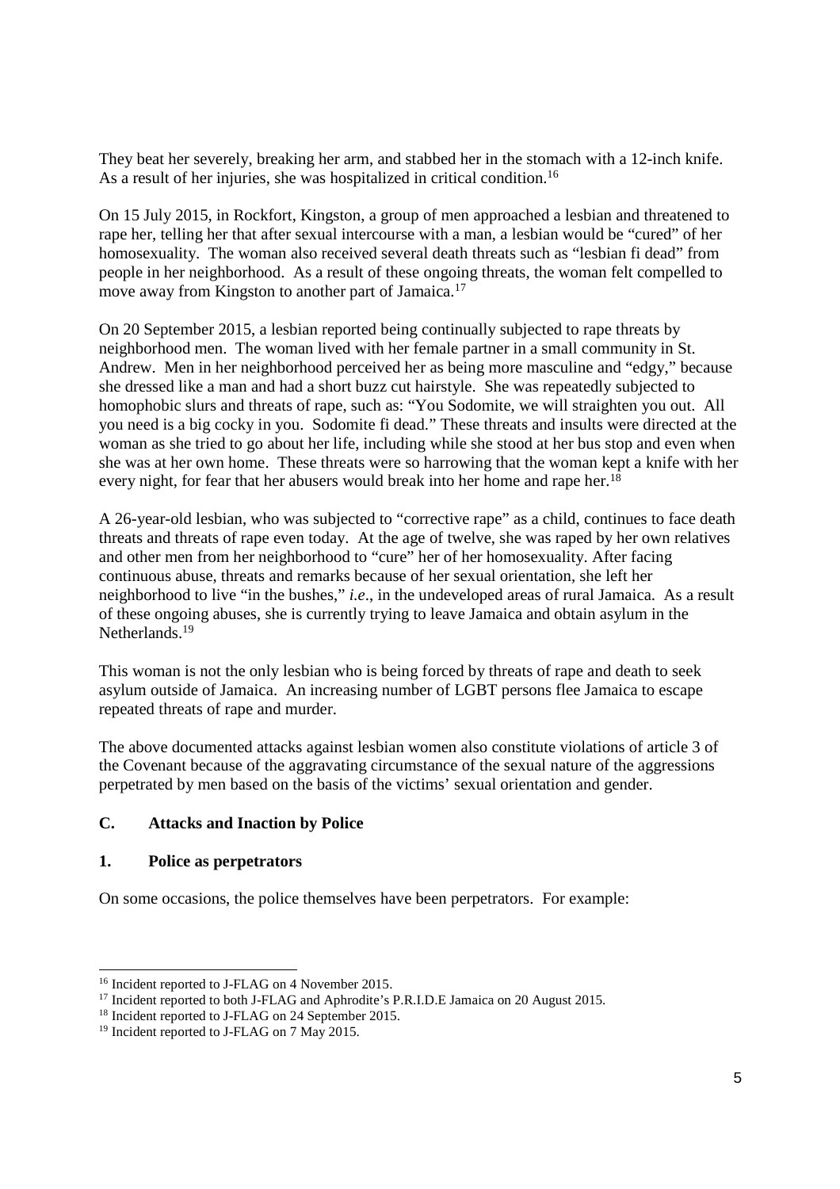They beat her severely, breaking her arm, and stabbed her in the stomach with a 12-inch knife. As a result of her injuries, she was hospitalized in critical condition.[16]

On 15 July 2015, in Rockfort, Kingston, a group of men approached a lesbian and threatened to rape her, telling her that after sexual intercourse with a man, a lesbian would be "cured" of her homosexuality. The woman also received several death threats such as "lesbian fi dead" from people in her neighborhood. As a result of these ongoing threats, the woman felt compelled to move away from Kingston to another part of Jamaica.[17]

On 20 September 2015, a lesbian reported being continually subjected to rape threats by neighborhood men. The woman lived with her female partner in a small community in St. Andrew. Men in her neighborhood perceived her as being more masculine and "edgy," because she dressed like a man and had a short buzz cut hairstyle. She was repeatedly subjected to homophobic slurs and threats of rape, such as: "You Sodomite, we will straighten you out. All you need is a big cocky in you. Sodomite fi dead." These threats and insults were directed at the woman as she tried to go about her life, including while she stood at her bus stop and even when she was at her own home. These threats were so harrowing that the woman kept a knife with her every night, for fear that her abusers would break into her home and rape her.[18]

A 26-year-old lesbian, who was subjected to "corrective rape" as a child, continues to face death threats and threats of rape even today. At the age of twelve, she was raped by her own relatives and other men from her neighborhood to "cure" her of her homosexuality. After facing continuous abuse, threats and remarks because of her sexual orientation, she left her neighborhood to live "in the bushes," *i.e*., in the undeveloped areas of rural Jamaica. As a result of these ongoing abuses, she is currently trying to leave Jamaica and obtain asylum in the Netherlands.[19]

This woman is not the only lesbian who is being forced by threats of rape and death to seek asylum outside of Jamaica. An increasing number of LGBT persons flee Jamaica to escape repeated threats of rape and murder.

The above documented attacks against lesbian women also constitute violations of article 3 of the Covenant because of the aggravating circumstance of the sexual nature of the aggressions perpetrated by men based on the basis of the victims' sexual orientation and gender.

## C. Attacks and Inaction by Police

### 1. Police as perpetrators

On some occasions, the police themselves have been perpetrators. For example:

---

[16] Incident reported to J-FLAG on 4 November 2015.

[17] Incident reported to both J-FLAG and Aphrodite's P.R.I.D.E Jamaica on 20 August 2015.

[18] Incident reported to J-FLAG on 24 September 2015.

[19] Incident reported to J-FLAG on 7 May 2015.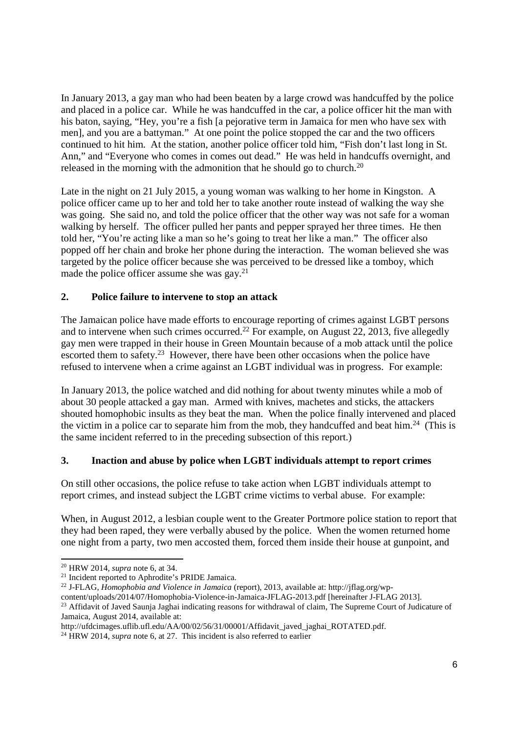In January 2013, a gay man who had been beaten by a large crowd was handcuffed by the police and placed in a police car. While he was handcuffed in the car, a police officer hit the man with his baton, saying, "Hey, you're a fish [a pejorative term in Jamaica for men who have sex with men], and you are a battyman." At one point the police stopped the car and the two officers continued to hit him. At the station, another police officer told him, "Fish don't last long in St. Ann," and "Everyone who comes in comes out dead." He was held in handcuffs overnight, and released in the morning with the admonition that he should go to church.[20]

Late in the night on 21 July 2015, a young woman was walking to her home in Kingston. A police officer came up to her and told her to take another route instead of walking the way she was going. She said no, and told the police officer that the other way was not safe for a woman walking by herself. The officer pulled her pants and pepper sprayed her three times. He then told her, "You're acting like a man so he's going to treat her like a man." The officer also popped off her chain and broke her phone during the interaction. The woman believed she was targeted by the police officer because she was perceived to be dressed like a tomboy, which made the police officer assume she was gay.[21]

## 2. Police failure to intervene to stop an attack

The Jamaican police have made efforts to encourage reporting of crimes against LGBT persons and to intervene when such crimes occurred.[22] For example, on August 22, 2013, five allegedly gay men were trapped in their house in Green Mountain because of a mob attack until the police escorted them to safety.[23] However, there have been other occasions when the police have refused to intervene when a crime against an LGBT individual was in progress. For example:

In January 2013, the police watched and did nothing for about twenty minutes while a mob of about 30 people attacked a gay man. Armed with knives, machetes and sticks, the attackers shouted homophobic insults as they beat the man. When the police finally intervened and placed the victim in a police car to separate him from the mob, they handcuffed and beat him.[24] (This is the same incident referred to in the preceding subsection of this report.)

## 3. Inaction and abuse by police when LGBT individuals attempt to report crimes

On still other occasions, the police refuse to take action when LGBT individuals attempt to report crimes, and instead subject the LGBT crime victims to verbal abuse. For example:

When, in August 2012, a lesbian couple went to the Greater Portmore police station to report that they had been raped, they were verbally abused by the police. When the women returned home one night from a party, two men accosted them, forced them inside their house at gunpoint, and

---

[20] HRW 2014, *supra* note 6, at 34.

[21] Incident reported to Aphrodite's PRIDE Jamaica.

[22] J-FLAG, *Homophobia and Violence in Jamaica* (report), 2013, available at: http://jflag.org/wp-content/uploads/2014/07/Homophobia-Violence-in-Jamaica-JFLAG-2013.pdf [hereinafter J-FLAG 2013].

[23] Affidavit of Javed Saunja Jaghai indicating reasons for withdrawal of claim, The Supreme Court of Judicature of Jamaica, August 2014, available at: http://ufdcimages.uflib.ufl.edu/AA/00/02/56/31/00001/Affidavit_javed_jaghai_ROTATED.pdf.

[24] HRW 2014, *supra* note 6, at 27. This incident is also referred to earlier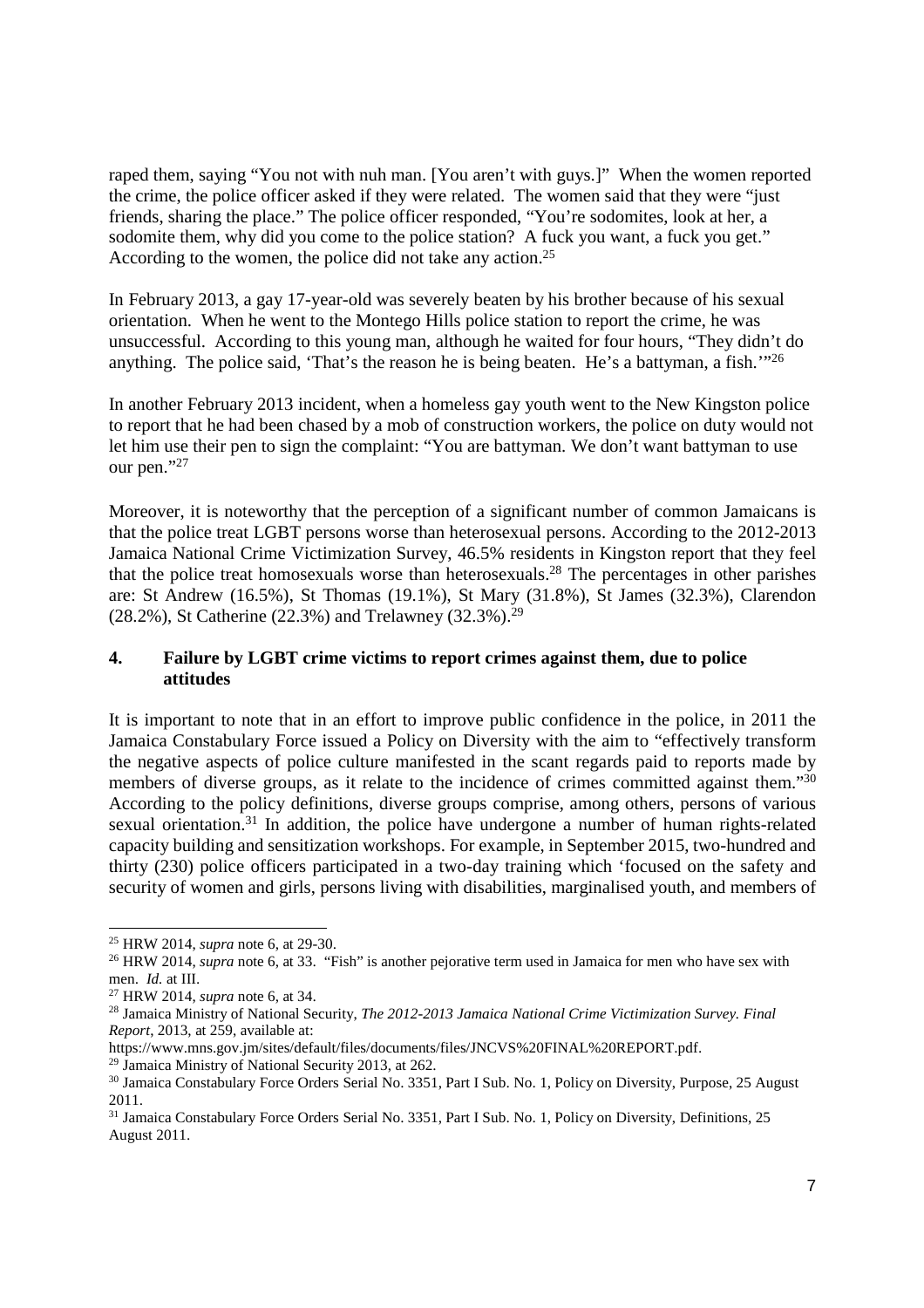raped them, saying "You not with nuh man. [You aren't with guys.]" When the women reported the crime, the police officer asked if they were related. The women said that they were "just friends, sharing the place." The police officer responded, "You're sodomites, look at her, a sodomite them, why did you come to the police station? A fuck you want, a fuck you get." According to the women, the police did not take any action.[25]

In February 2013, a gay 17-year-old was severely beaten by his brother because of his sexual orientation. When he went to the Montego Hills police station to report the crime, he was unsuccessful. According to this young man, although he waited for four hours, "They didn't do anything. The police said, 'That's the reason he is being beaten. He's a battyman, a fish.'"[26]

In another February 2013 incident, when a homeless gay youth went to the New Kingston police to report that he had been chased by a mob of construction workers, the police on duty would not let him use their pen to sign the complaint: "You are battyman. We don't want battyman to use our pen."[27]

Moreover, it is noteworthy that the perception of a significant number of common Jamaicans is that the police treat LGBT persons worse than heterosexual persons. According to the 2012-2013 Jamaica National Crime Victimization Survey, 46.5% residents in Kingston report that they feel that the police treat homosexuals worse than heterosexuals.[28] The percentages in other parishes are: St Andrew (16.5%), St Thomas (19.1%), St Mary (31.8%), St James (32.3%), Clarendon (28.2%), St Catherine (22.3%) and Trelawney (32.3%).[29]

## 4. Failure by LGBT crime victims to report crimes against them, due to police attitudes

It is important to note that in an effort to improve public confidence in the police, in 2011 the Jamaica Constabulary Force issued a Policy on Diversity with the aim to "effectively transform the negative aspects of police culture manifested in the scant regards paid to reports made by members of diverse groups, as it relate to the incidence of crimes committed against them."[30] According to the policy definitions, diverse groups comprise, among others, persons of various sexual orientation.[31] In addition, the police have undergone a number of human rights-related capacity building and sensitization workshops. For example, in September 2015, two-hundred and thirty (230) police officers participated in a two-day training which 'focused on the safety and security of women and girls, persons living with disabilities, marginalised youth, and members of

---

[25] HRW 2014, *supra* note 6, at 29-30.

[26] HRW 2014, *supra* note 6, at 33. "Fish" is another pejorative term used in Jamaica for men who have sex with men. *Id.* at III.

[27] HRW 2014, *supra* note 6, at 34.

[28] Jamaica Ministry of National Security, *The 2012-2013 Jamaica National Crime Victimization Survey. Final Report*, 2013, at 259, available at: https://www.mns.gov.jm/sites/default/files/documents/files/JNCVS%20FINAL%20REPORT.pdf.

[29] Jamaica Ministry of National Security 2013, at 262.

[30] Jamaica Constabulary Force Orders Serial No. 3351, Part I Sub. No. 1, Policy on Diversity, Purpose, 25 August 2011.

[31] Jamaica Constabulary Force Orders Serial No. 3351, Part I Sub. No. 1, Policy on Diversity, Definitions, 25 August 2011.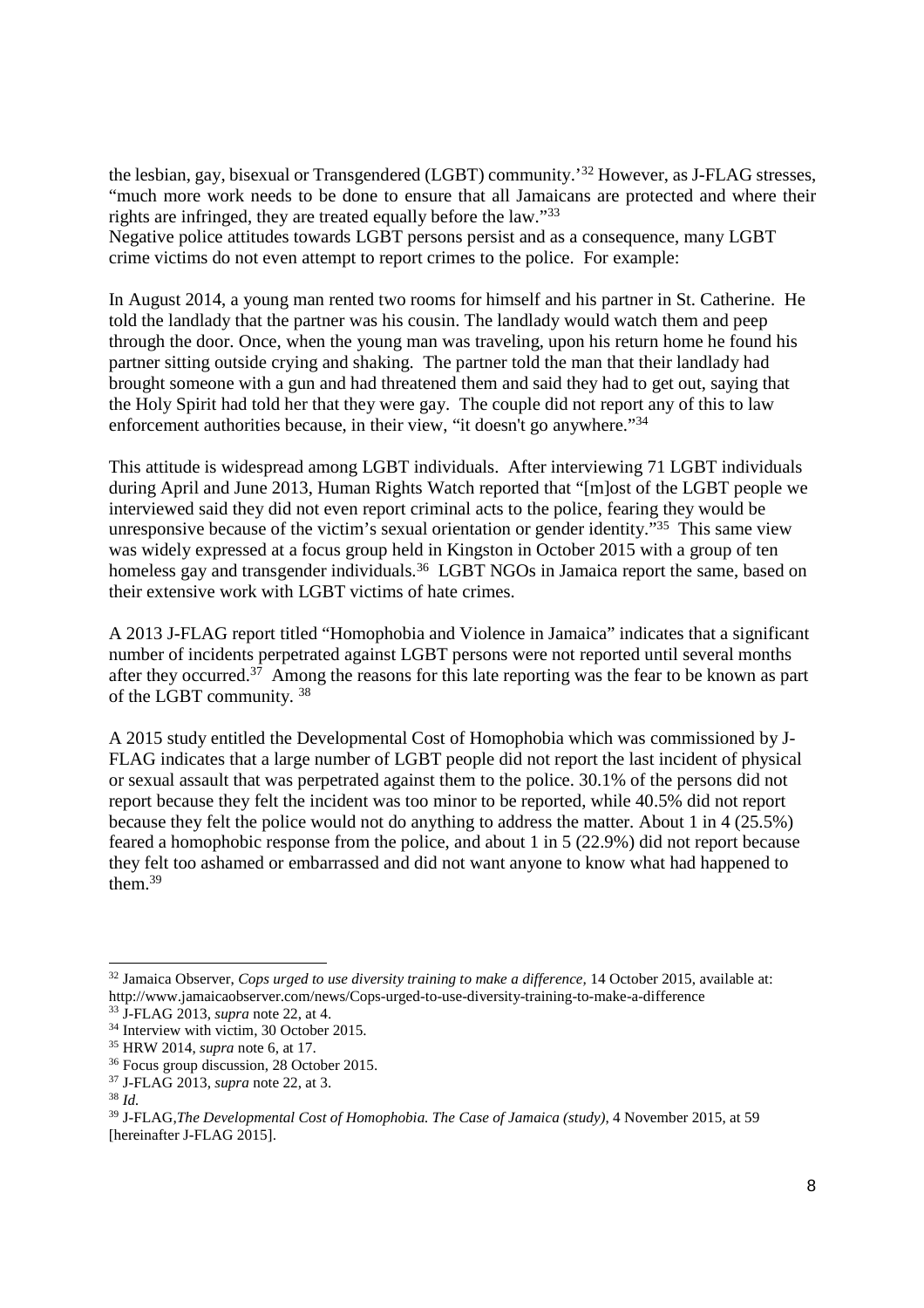the lesbian, gay, bisexual or Transgendered (LGBT) community.'[32] However, as J-FLAG stresses, "much more work needs to be done to ensure that all Jamaicans are protected and where their rights are infringed, they are treated equally before the law."[33]
Negative police attitudes towards LGBT persons persist and as a consequence, many LGBT crime victims do not even attempt to report crimes to the police. For example:

In August 2014, a young man rented two rooms for himself and his partner in St. Catherine. He told the landlady that the partner was his cousin. The landlady would watch them and peep through the door. Once, when the young man was traveling, upon his return home he found his partner sitting outside crying and shaking. The partner told the man that their landlady had brought someone with a gun and had threatened them and said they had to get out, saying that the Holy Spirit had told her that they were gay. The couple did not report any of this to law enforcement authorities because, in their view, "it doesn't go anywhere."[34]

This attitude is widespread among LGBT individuals. After interviewing 71 LGBT individuals during April and June 2013, Human Rights Watch reported that "[m]ost of the LGBT people we interviewed said they did not even report criminal acts to the police, fearing they would be unresponsive because of the victim's sexual orientation or gender identity."[35] This same view was widely expressed at a focus group held in Kingston in October 2015 with a group of ten homeless gay and transgender individuals.[36] LGBT NGOs in Jamaica report the same, based on their extensive work with LGBT victims of hate crimes.

A 2013 J-FLAG report titled "Homophobia and Violence in Jamaica" indicates that a significant number of incidents perpetrated against LGBT persons were not reported until several months after they occurred.[37] Among the reasons for this late reporting was the fear to be known as part of the LGBT community. [38]

A 2015 study entitled the Developmental Cost of Homophobia which was commissioned by J-FLAG indicates that a large number of LGBT people did not report the last incident of physical or sexual assault that was perpetrated against them to the police. 30.1% of the persons did not report because they felt the incident was too minor to be reported, while 40.5% did not report because they felt the police would not do anything to address the matter. About 1 in 4 (25.5%) feared a homophobic response from the police, and about 1 in 5 (22.9%) did not report because they felt too ashamed or embarrassed and did not want anyone to know what had happened to them.[39]

---

[32] Jamaica Observer, *Cops urged to use diversity training to make a difference*, 14 October 2015, available at: http://www.jamaicaobserver.com/news/Cops-urged-to-use-diversity-training-to-make-a-difference
[33] J-FLAG 2013, *supra* note 22, at 4.
[34] Interview with victim, 30 October 2015.
[35] HRW 2014, *supra* note 6, at 17.
[36] Focus group discussion, 28 October 2015.
[37] J-FLAG 2013, *supra* note 22, at 3.
[38] *Id.*
[39] J-FLAG,*The Developmental Cost of Homophobia. The Case of Jamaica (study)*, 4 November 2015, at 59 [hereinafter J-FLAG 2015].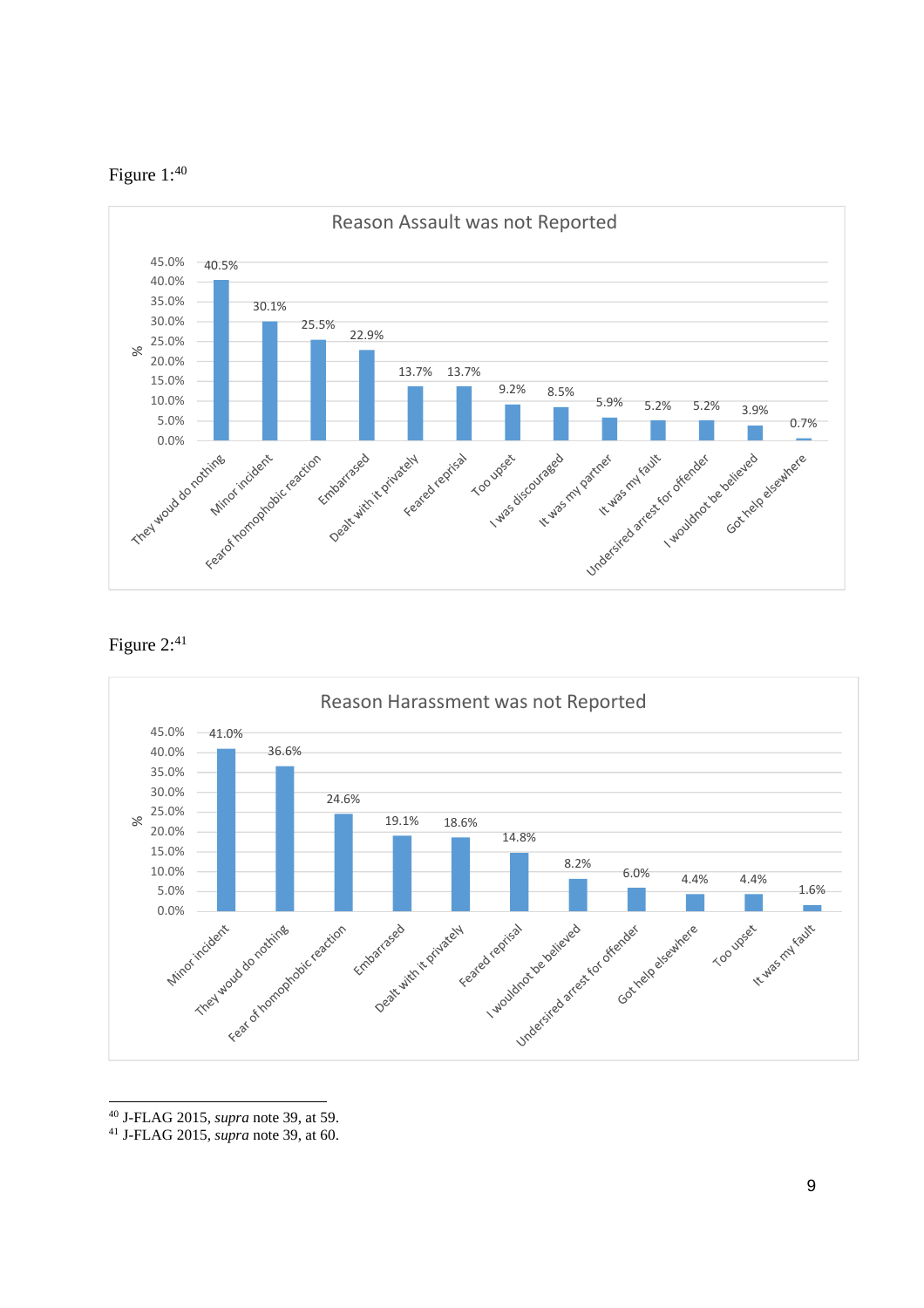Figure 1:[40]

**Reason Assault was not Reported**

| Reason | % |
|---|---|
| They woud do nothing | 40.5% |
| Minor incident | 30.1% |
| Fearof homophobic reaction | 25.5% |
| Embarrased | 22.9% |
| Dealt with it privately | 13.7% |
| Feared reprisal | 13.7% |
| Too upset | 9.2% |
| I was discouraged | 8.5% |
| It was my partner | 5.9% |
| It was my fault | 5.2% |
| Undersired arrest for offender | 5.2% |
| I wouldnot be believed | 3.9% |
| Got help elsewhere | 0.7% |

Figure 2:[41]

**Reason Harassment was not Reported**

| Reason | % |
|---|---|
| Minor incident | 41.0% |
| They woud do nothing | 36.6% |
| Fear of homophobic reaction | 24.6% |
| Embarrased | 19.1% |
| Dealt with it privately | 18.6% |
| Feared reprisal | 14.8% |
| I wouldnot be believed | 8.2% |
| Undersired arrest for offender | 6.0% |
| Got help elsewhere | 4.4% |
| Too upset | 4.4% |
| It was my fault | 1.6% |

[40] J-FLAG 2015, *supra* note 39, at 59.
[41] J-FLAG 2015, *supra* note 39, at 60.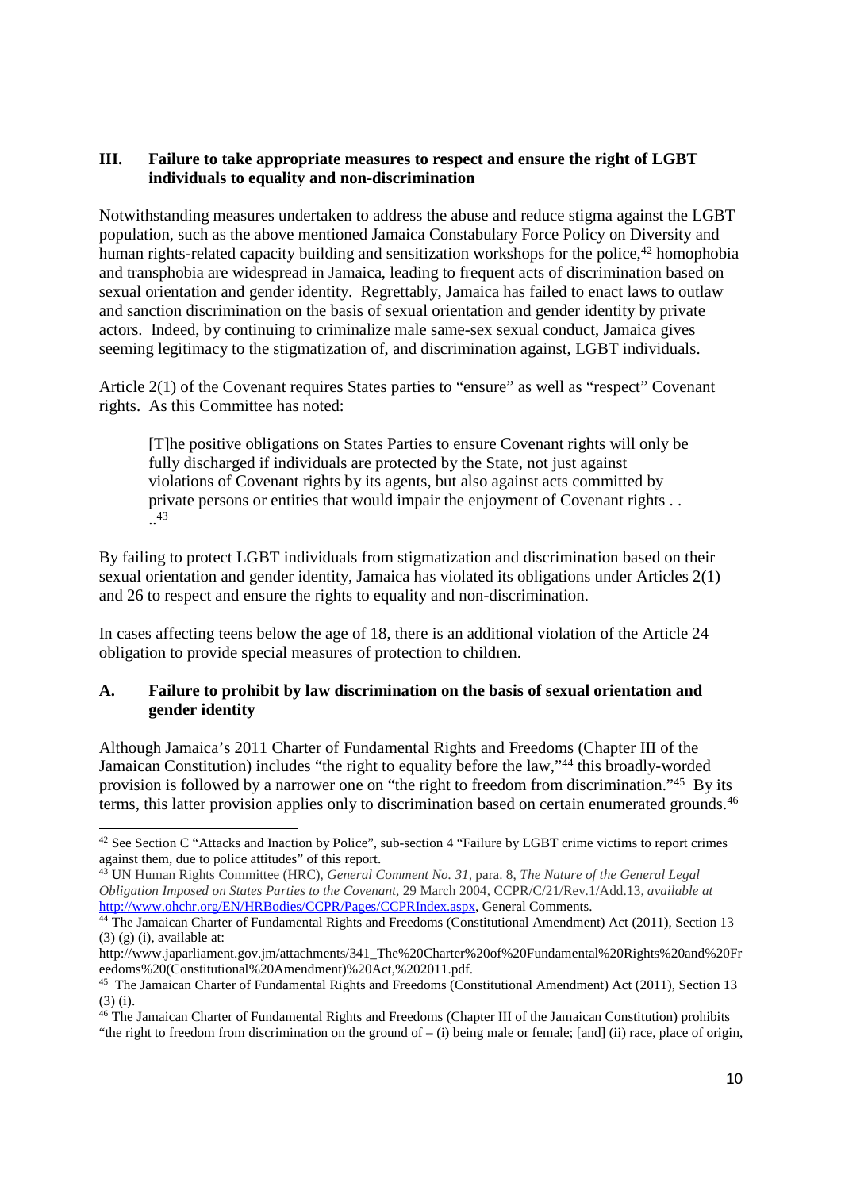## III. Failure to take appropriate measures to respect and ensure the right of LGBT individuals to equality and non-discrimination

Notwithstanding measures undertaken to address the abuse and reduce stigma against the LGBT population, such as the above mentioned Jamaica Constabulary Force Policy on Diversity and human rights-related capacity building and sensitization workshops for the police,[42] homophobia and transphobia are widespread in Jamaica, leading to frequent acts of discrimination based on sexual orientation and gender identity. Regrettably, Jamaica has failed to enact laws to outlaw and sanction discrimination on the basis of sexual orientation and gender identity by private actors. Indeed, by continuing to criminalize male same-sex sexual conduct, Jamaica gives seeming legitimacy to the stigmatization of, and discrimination against, LGBT individuals.

Article 2(1) of the Covenant requires States parties to "ensure" as well as "respect" Covenant rights. As this Committee has noted:

> [T]he positive obligations on States Parties to ensure Covenant rights will only be fully discharged if individuals are protected by the State, not just against violations of Covenant rights by its agents, but also against acts committed by private persons or entities that would impair the enjoyment of Covenant rights . . ..[43]

By failing to protect LGBT individuals from stigmatization and discrimination based on their sexual orientation and gender identity, Jamaica has violated its obligations under Articles 2(1) and 26 to respect and ensure the rights to equality and non-discrimination.

In cases affecting teens below the age of 18, there is an additional violation of the Article 24 obligation to provide special measures of protection to children.

### A. Failure to prohibit by law discrimination on the basis of sexual orientation and gender identity

Although Jamaica's 2011 Charter of Fundamental Rights and Freedoms (Chapter III of the Jamaican Constitution) includes "the right to equality before the law,"[44] this broadly-worded provision is followed by a narrower one on "the right to freedom from discrimination."[45] By its terms, this latter provision applies only to discrimination based on certain enumerated grounds.[46]

---

[42] See Section C "Attacks and Inaction by Police", sub-section 4 "Failure by LGBT crime victims to report crimes against them, due to police attitudes" of this report.

[43] UN Human Rights Committee (HRC), *General Comment No. 31*, para. 8, *The Nature of the General Legal Obligation Imposed on States Parties to the Covenant*, 29 March 2004, CCPR/C/21/Rev.1/Add.13, *available at* http://www.ohchr.org/EN/HRBodies/CCPR/Pages/CCPRIndex.aspx, General Comments.

[44] The Jamaican Charter of Fundamental Rights and Freedoms (Constitutional Amendment) Act (2011), Section 13 (3) (g) (i), available at: http://www.japarliament.gov.jm/attachments/341_The%20Charter%20of%20Fundamental%20Rights%20and%20Freedoms%20(Constitutional%20Amendment)%20Act,%202011.pdf.

[45] The Jamaican Charter of Fundamental Rights and Freedoms (Constitutional Amendment) Act (2011), Section 13 (3) (i).

[46] The Jamaican Charter of Fundamental Rights and Freedoms (Chapter III of the Jamaican Constitution) prohibits "the right to freedom from discrimination on the ground of – (i) being male or female; [and] (ii) race, place of origin,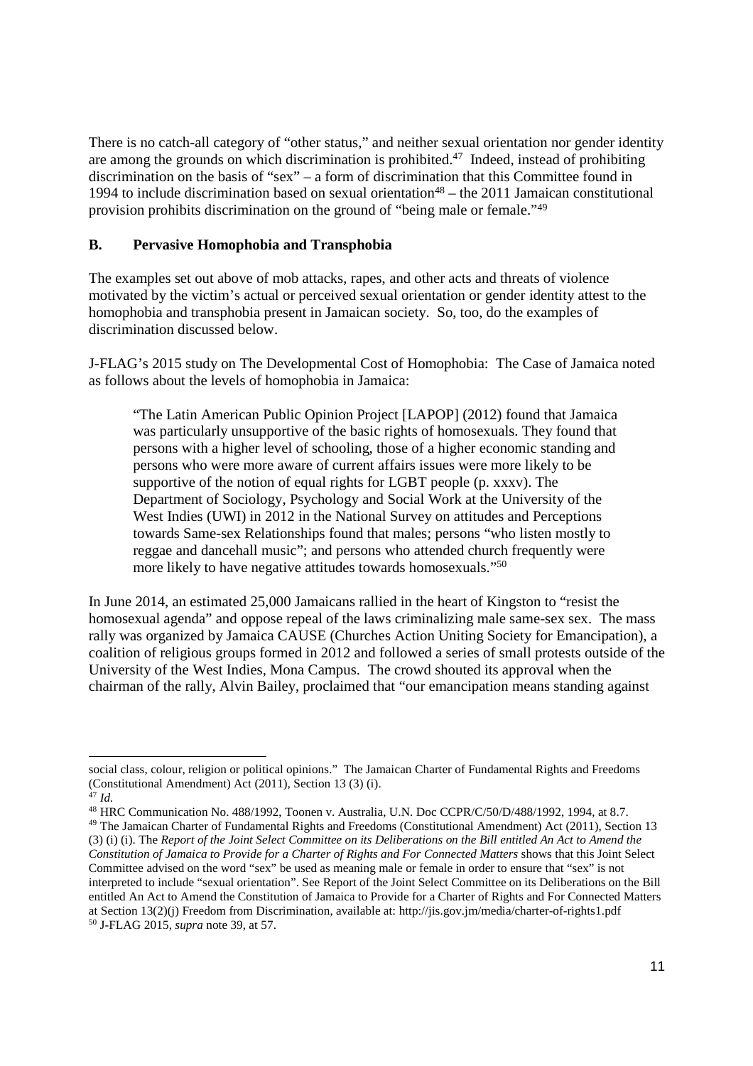There is no catch-all category of "other status," and neither sexual orientation nor gender identity are among the grounds on which discrimination is prohibited.[47] Indeed, instead of prohibiting discrimination on the basis of "sex" – a form of discrimination that this Committee found in 1994 to include discrimination based on sexual orientation[48] – the 2011 Jamaican constitutional provision prohibits discrimination on the ground of "being male or female."[49]

## B. Pervasive Homophobia and Transphobia

The examples set out above of mob attacks, rapes, and other acts and threats of violence motivated by the victim's actual or perceived sexual orientation or gender identity attest to the homophobia and transphobia present in Jamaican society. So, too, do the examples of discrimination discussed below.

J-FLAG's 2015 study on The Developmental Cost of Homophobia: The Case of Jamaica noted as follows about the levels of homophobia in Jamaica:

> "The Latin American Public Opinion Project [LAPOP] (2012) found that Jamaica was particularly unsupportive of the basic rights of homosexuals. They found that persons with a higher level of schooling, those of a higher economic standing and persons who were more aware of current affairs issues were more likely to be supportive of the notion of equal rights for LGBT people (p. xxxv). The Department of Sociology, Psychology and Social Work at the University of the West Indies (UWI) in 2012 in the National Survey on attitudes and Perceptions towards Same-sex Relationships found that males; persons "who listen mostly to reggae and dancehall music"; and persons who attended church frequently were more likely to have negative attitudes towards homosexuals."[50]

In June 2014, an estimated 25,000 Jamaicans rallied in the heart of Kingston to "resist the homosexual agenda" and oppose repeal of the laws criminalizing male same-sex sex. The mass rally was organized by Jamaica CAUSE (Churches Action Uniting Society for Emancipation), a coalition of religious groups formed in 2012 and followed a series of small protests outside of the University of the West Indies, Mona Campus. The crowd shouted its approval when the chairman of the rally, Alvin Bailey, proclaimed that "our emancipation means standing against

---

social class, colour, religion or political opinions." The Jamaican Charter of Fundamental Rights and Freedoms (Constitutional Amendment) Act (2011), Section 13 (3) (i).

[47] *Id.*

[48] HRC Communication No. 488/1992, Toonen v. Australia, U.N. Doc CCPR/C/50/D/488/1992, 1994, at 8.7.

[49] The Jamaican Charter of Fundamental Rights and Freedoms (Constitutional Amendment) Act (2011), Section 13 (3) (i) (i). The *Report of the Joint Select Committee on its Deliberations on the Bill entitled An Act to Amend the Constitution of Jamaica to Provide for a Charter of Rights and For Connected Matters* shows that this Joint Select Committee advised on the word "sex" be used as meaning male or female in order to ensure that "sex" is not interpreted to include "sexual orientation". See Report of the Joint Select Committee on its Deliberations on the Bill entitled An Act to Amend the Constitution of Jamaica to Provide for a Charter of Rights and For Connected Matters at Section 13(2)(j) Freedom from Discrimination, available at: http://jis.gov.jm/media/charter-of-rights1.pdf

[50] J-FLAG 2015, *supra* note 39, at 57.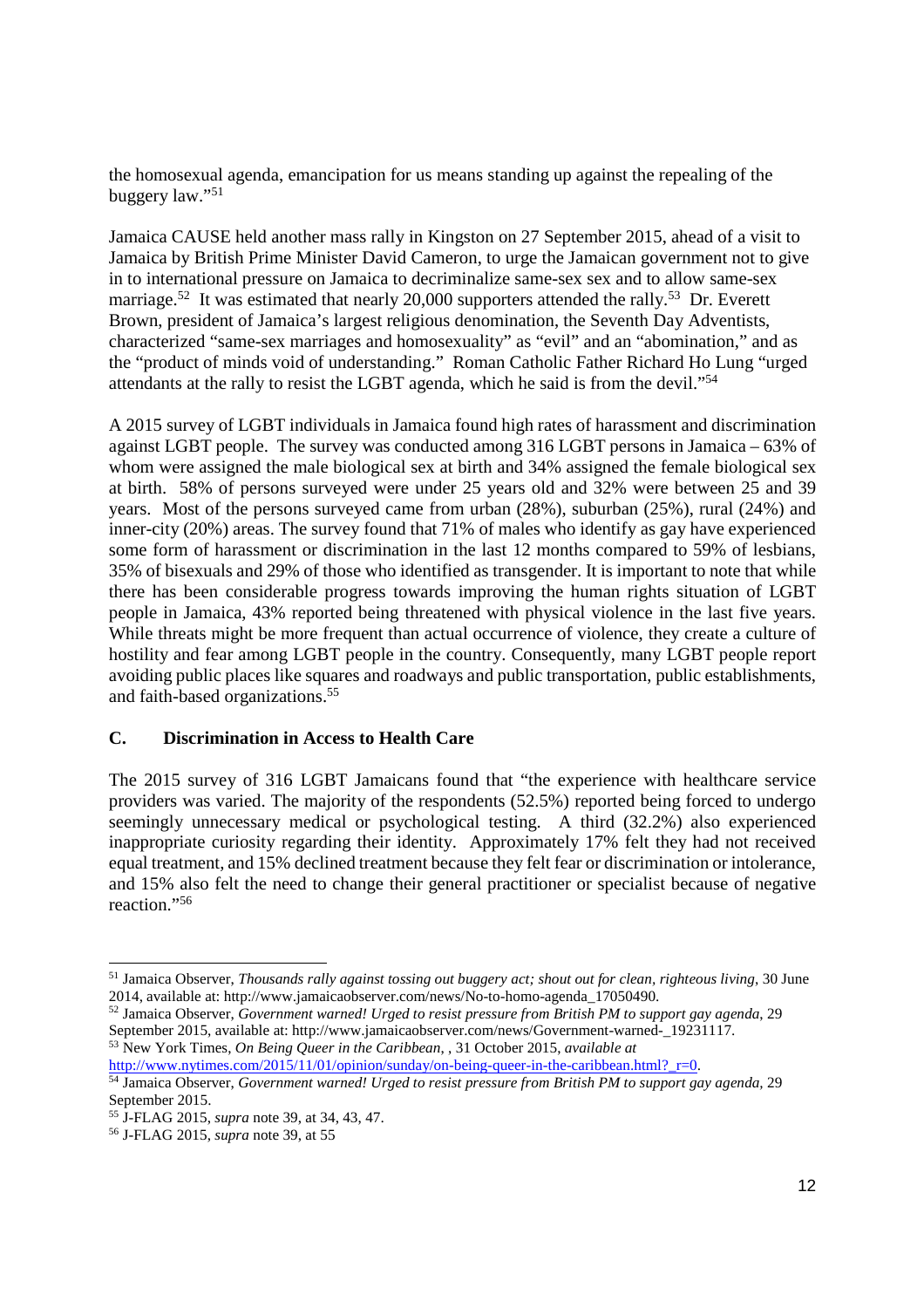the homosexual agenda, emancipation for us means standing up against the repealing of the buggery law."[51]

Jamaica CAUSE held another mass rally in Kingston on 27 September 2015, ahead of a visit to Jamaica by British Prime Minister David Cameron, to urge the Jamaican government not to give in to international pressure on Jamaica to decriminalize same-sex sex and to allow same-sex marriage.[52] It was estimated that nearly 20,000 supporters attended the rally.[53] Dr. Everett Brown, president of Jamaica's largest religious denomination, the Seventh Day Adventists, characterized "same-sex marriages and homosexuality" as "evil" and an "abomination," and as the "product of minds void of understanding." Roman Catholic Father Richard Ho Lung "urged attendants at the rally to resist the LGBT agenda, which he said is from the devil."[54]

A 2015 survey of LGBT individuals in Jamaica found high rates of harassment and discrimination against LGBT people. The survey was conducted among 316 LGBT persons in Jamaica – 63% of whom were assigned the male biological sex at birth and 34% assigned the female biological sex at birth. 58% of persons surveyed were under 25 years old and 32% were between 25 and 39 years. Most of the persons surveyed came from urban (28%), suburban (25%), rural (24%) and inner-city (20%) areas. The survey found that 71% of males who identify as gay have experienced some form of harassment or discrimination in the last 12 months compared to 59% of lesbians, 35% of bisexuals and 29% of those who identified as transgender. It is important to note that while there has been considerable progress towards improving the human rights situation of LGBT people in Jamaica, 43% reported being threatened with physical violence in the last five years. While threats might be more frequent than actual occurrence of violence, they create a culture of hostility and fear among LGBT people in the country. Consequently, many LGBT people report avoiding public places like squares and roadways and public transportation, public establishments, and faith-based organizations.[55]

### C. Discrimination in Access to Health Care

The 2015 survey of 316 LGBT Jamaicans found that "the experience with healthcare service providers was varied. The majority of the respondents (52.5%) reported being forced to undergo seemingly unnecessary medical or psychological testing. A third (32.2%) also experienced inappropriate curiosity regarding their identity. Approximately 17% felt they had not received equal treatment, and 15% declined treatment because they felt fear or discrimination or intolerance, and 15% also felt the need to change their general practitioner or specialist because of negative reaction."[56]

---

[51] Jamaica Observer, *Thousands rally against tossing out buggery act; shout out for clean, righteous living*, 30 June 2014, available at: http://www.jamaicaobserver.com/news/No-to-homo-agenda_17050490.

[52] Jamaica Observer, *Government warned! Urged to resist pressure from British PM to support gay agenda*, 29 September 2015, available at: http://www.jamaicaobserver.com/news/Government-warned-_19231117.

[53] New York Times, *On Being Queer in the Caribbean*, , 31 October 2015, *available at* http://www.nytimes.com/2015/11/01/opinion/sunday/on-being-queer-in-the-caribbean.html?_r=0.

[54] Jamaica Observer, *Government warned! Urged to resist pressure from British PM to support gay agenda*, 29 September 2015.

[55] J-FLAG 2015, *supra* note 39, at 34, 43, 47.

[56] J-FLAG 2015, *supra* note 39, at 55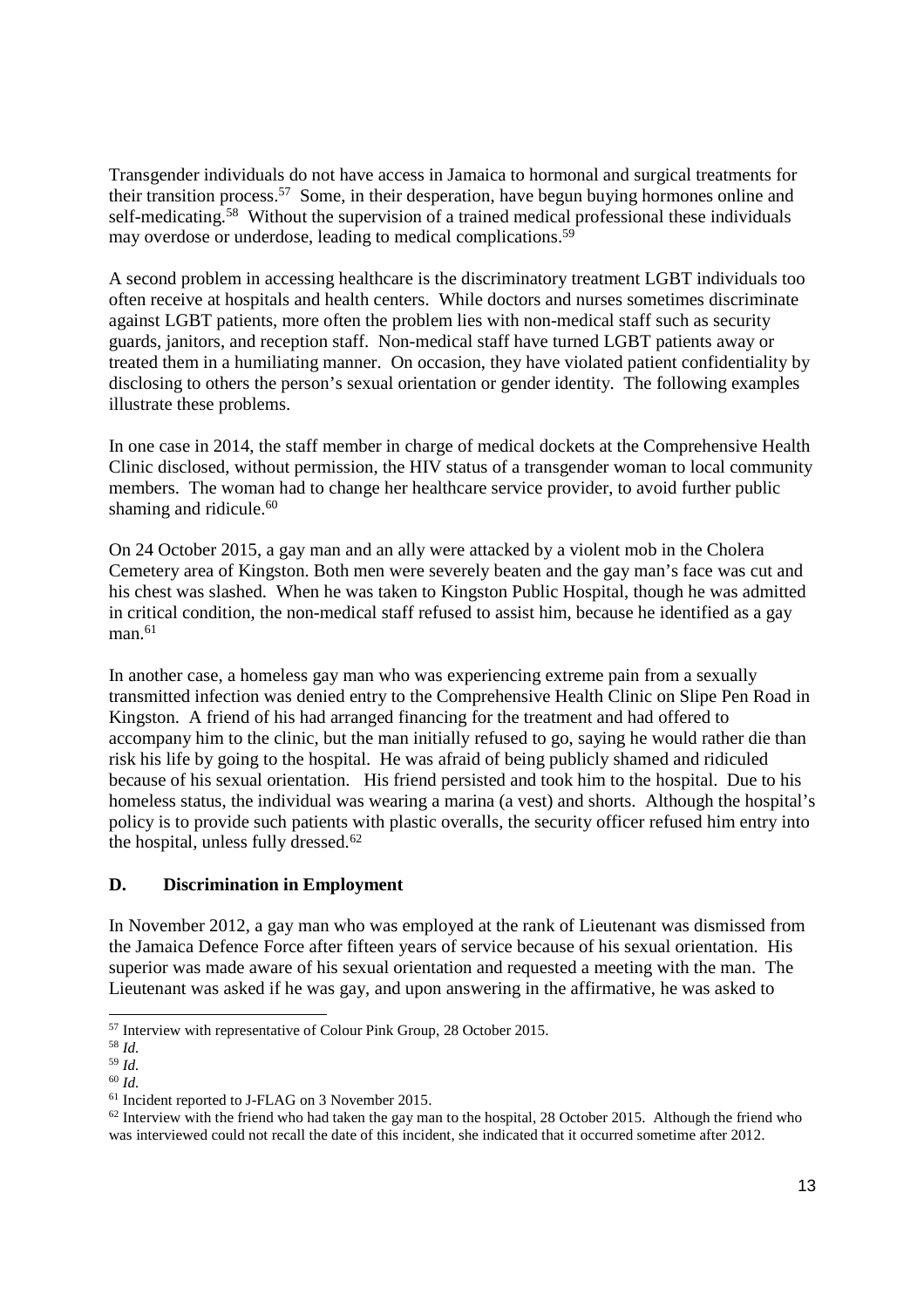Transgender individuals do not have access in Jamaica to hormonal and surgical treatments for their transition process.[57] Some, in their desperation, have begun buying hormones online and self-medicating.[58] Without the supervision of a trained medical professional these individuals may overdose or underdose, leading to medical complications.[59]

A second problem in accessing healthcare is the discriminatory treatment LGBT individuals too often receive at hospitals and health centers. While doctors and nurses sometimes discriminate against LGBT patients, more often the problem lies with non-medical staff such as security guards, janitors, and reception staff. Non-medical staff have turned LGBT patients away or treated them in a humiliating manner. On occasion, they have violated patient confidentiality by disclosing to others the person's sexual orientation or gender identity. The following examples illustrate these problems.

In one case in 2014, the staff member in charge of medical dockets at the Comprehensive Health Clinic disclosed, without permission, the HIV status of a transgender woman to local community members. The woman had to change her healthcare service provider, to avoid further public shaming and ridicule.[60]

On 24 October 2015, a gay man and an ally were attacked by a violent mob in the Cholera Cemetery area of Kingston. Both men were severely beaten and the gay man's face was cut and his chest was slashed. When he was taken to Kingston Public Hospital, though he was admitted in critical condition, the non-medical staff refused to assist him, because he identified as a gay man.[61]

In another case, a homeless gay man who was experiencing extreme pain from a sexually transmitted infection was denied entry to the Comprehensive Health Clinic on Slipe Pen Road in Kingston. A friend of his had arranged financing for the treatment and had offered to accompany him to the clinic, but the man initially refused to go, saying he would rather die than risk his life by going to the hospital. He was afraid of being publicly shamed and ridiculed because of his sexual orientation. His friend persisted and took him to the hospital. Due to his homeless status, the individual was wearing a marina (a vest) and shorts. Although the hospital's policy is to provide such patients with plastic overalls, the security officer refused him entry into the hospital, unless fully dressed.[62]

### D. Discrimination in Employment

In November 2012, a gay man who was employed at the rank of Lieutenant was dismissed from the Jamaica Defence Force after fifteen years of service because of his sexual orientation. His superior was made aware of his sexual orientation and requested a meeting with the man. The Lieutenant was asked if he was gay, and upon answering in the affirmative, he was asked to

---

[57] Interview with representative of Colour Pink Group, 28 October 2015.

[58] *Id.*

[59] *Id.*

[60] *Id.*

[61] Incident reported to J-FLAG on 3 November 2015.

[62] Interview with the friend who had taken the gay man to the hospital, 28 October 2015. Although the friend who was interviewed could not recall the date of this incident, she indicated that it occurred sometime after 2012.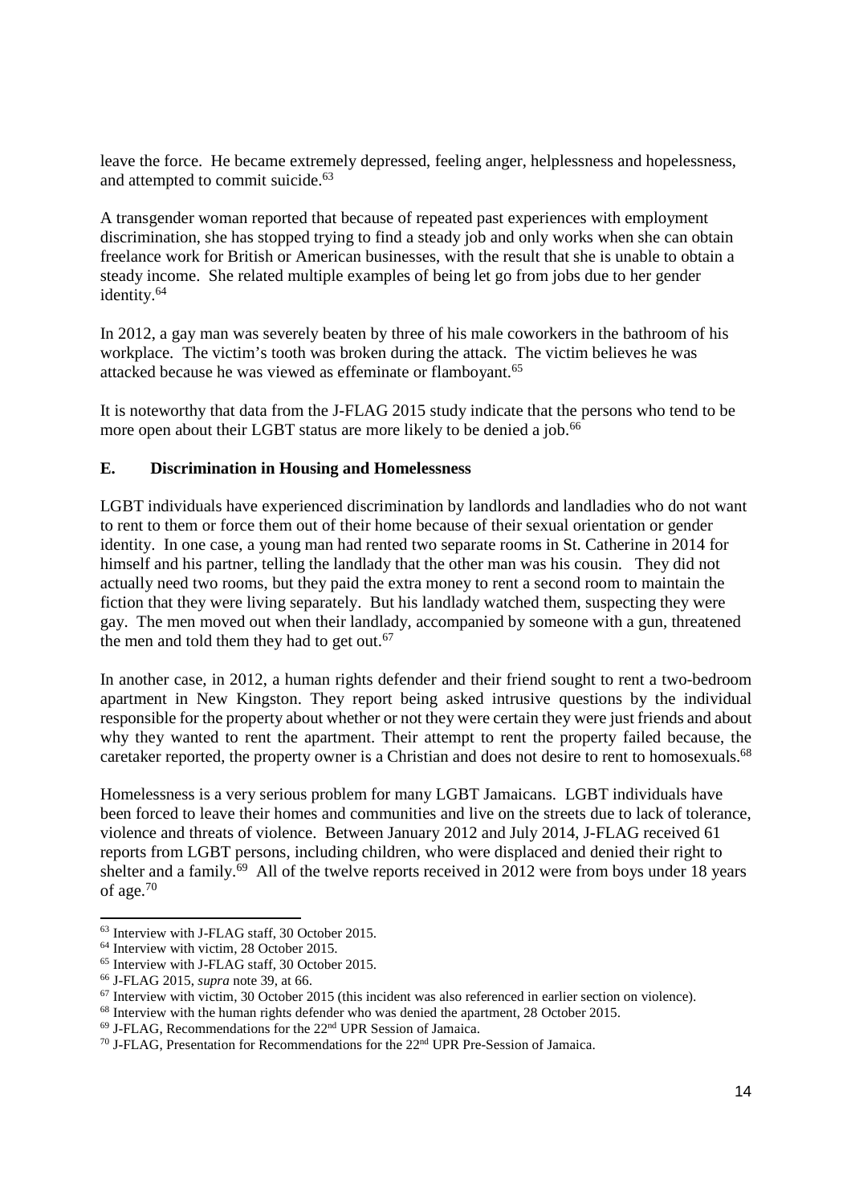leave the force. He became extremely depressed, feeling anger, helplessness and hopelessness, and attempted to commit suicide.[63]

A transgender woman reported that because of repeated past experiences with employment discrimination, she has stopped trying to find a steady job and only works when she can obtain freelance work for British or American businesses, with the result that she is unable to obtain a steady income. She related multiple examples of being let go from jobs due to her gender identity.[64]

In 2012, a gay man was severely beaten by three of his male coworkers in the bathroom of his workplace. The victim's tooth was broken during the attack. The victim believes he was attacked because he was viewed as effeminate or flamboyant.[65]

It is noteworthy that data from the J-FLAG 2015 study indicate that the persons who tend to be more open about their LGBT status are more likely to be denied a job.[66]

## E. Discrimination in Housing and Homelessness

LGBT individuals have experienced discrimination by landlords and landladies who do not want to rent to them or force them out of their home because of their sexual orientation or gender identity. In one case, a young man had rented two separate rooms in St. Catherine in 2014 for himself and his partner, telling the landlady that the other man was his cousin. They did not actually need two rooms, but they paid the extra money to rent a second room to maintain the fiction that they were living separately. But his landlady watched them, suspecting they were gay. The men moved out when their landlady, accompanied by someone with a gun, threatened the men and told them they had to get out.[67]

In another case, in 2012, a human rights defender and their friend sought to rent a two-bedroom apartment in New Kingston. They report being asked intrusive questions by the individual responsible for the property about whether or not they were certain they were just friends and about why they wanted to rent the apartment. Their attempt to rent the property failed because, the caretaker reported, the property owner is a Christian and does not desire to rent to homosexuals.[68]

Homelessness is a very serious problem for many LGBT Jamaicans. LGBT individuals have been forced to leave their homes and communities and live on the streets due to lack of tolerance, violence and threats of violence. Between January 2012 and July 2014, J-FLAG received 61 reports from LGBT persons, including children, who were displaced and denied their right to shelter and a family.[69] All of the twelve reports received in 2012 were from boys under 18 years of age.[70]

---

[63] Interview with J-FLAG staff, 30 October 2015.

[64] Interview with victim, 28 October 2015.

[65] Interview with J-FLAG staff, 30 October 2015.

[66] J-FLAG 2015, *supra* note 39, at 66.

[67] Interview with victim, 30 October 2015 (this incident was also referenced in earlier section on violence).

[68] Interview with the human rights defender who was denied the apartment, 28 October 2015.

[69] J-FLAG, Recommendations for the 22nd UPR Session of Jamaica.

[70] J-FLAG, Presentation for Recommendations for the 22nd UPR Pre-Session of Jamaica.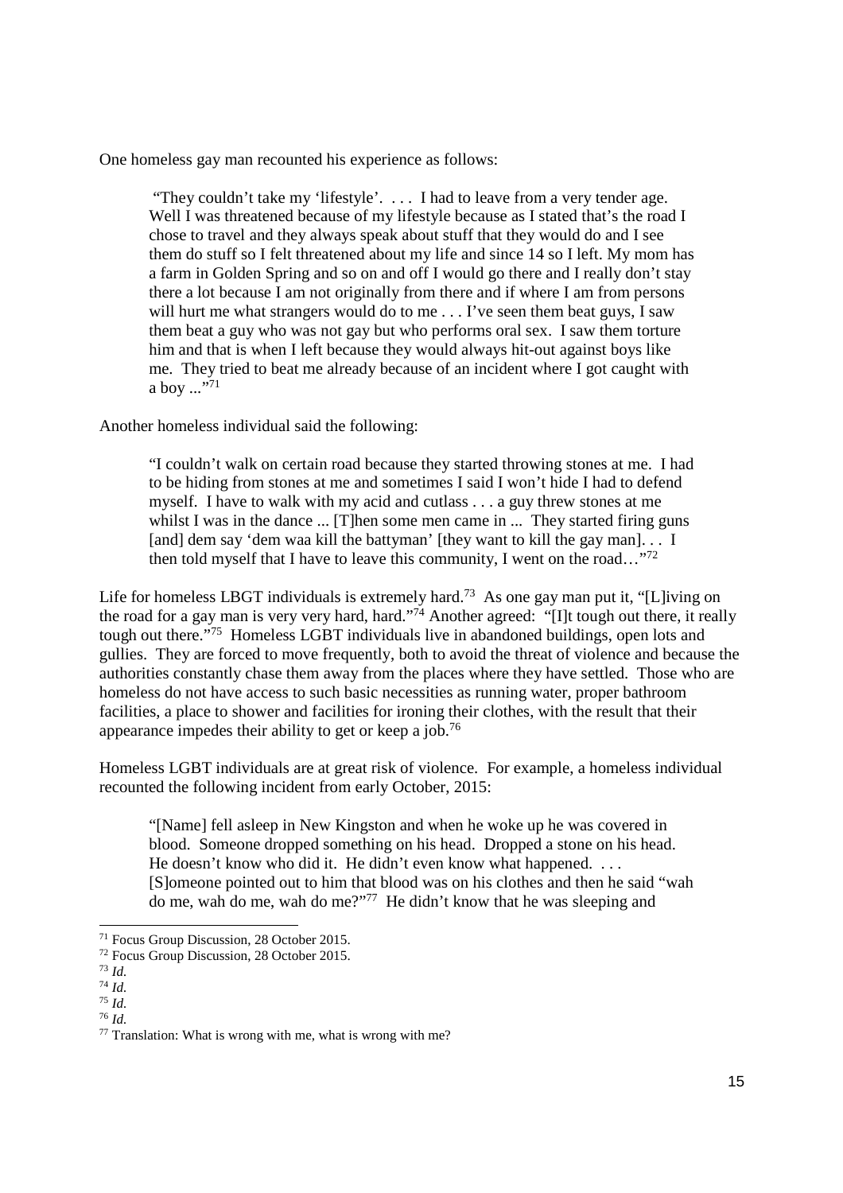One homeless gay man recounted his experience as follows:

> "They couldn't take my 'lifestyle'. . . . I had to leave from a very tender age. Well I was threatened because of my lifestyle because as I stated that's the road I chose to travel and they always speak about stuff that they would do and I see them do stuff so I felt threatened about my life and since 14 so I left. My mom has a farm in Golden Spring and so on and off I would go there and I really don't stay there a lot because I am not originally from there and if where I am from persons will hurt me what strangers would do to me . . . I've seen them beat guys, I saw them beat a guy who was not gay but who performs oral sex. I saw them torture him and that is when I left because they would always hit-out against boys like me. They tried to beat me already because of an incident where I got caught with a boy ..."[71]

Another homeless individual said the following:

> "I couldn't walk on certain road because they started throwing stones at me. I had to be hiding from stones at me and sometimes I said I won't hide I had to defend myself. I have to walk with my acid and cutlass . . . a guy threw stones at me whilst I was in the dance ... [T]hen some men came in ... They started firing guns [and] dem say 'dem waa kill the battyman' [they want to kill the gay man]. . . I then told myself that I have to leave this community, I went on the road…"[72]

Life for homeless LBGT individuals is extremely hard.[73] As one gay man put it, "[L]iving on the road for a gay man is very very hard, hard."[74] Another agreed: "[I]t tough out there, it really tough out there."[75] Homeless LGBT individuals live in abandoned buildings, open lots and gullies. They are forced to move frequently, both to avoid the threat of violence and because the authorities constantly chase them away from the places where they have settled. Those who are homeless do not have access to such basic necessities as running water, proper bathroom facilities, a place to shower and facilities for ironing their clothes, with the result that their appearance impedes their ability to get or keep a job.[76]

Homeless LGBT individuals are at great risk of violence. For example, a homeless individual recounted the following incident from early October, 2015:

> "[Name] fell asleep in New Kingston and when he woke up he was covered in blood. Someone dropped something on his head. Dropped a stone on his head. He doesn't know who did it. He didn't even know what happened. . . . [S]omeone pointed out to him that blood was on his clothes and then he said "wah do me, wah do me, wah do me?"[77] He didn't know that he was sleeping and

---

[71] Focus Group Discussion, 28 October 2015.
[72] Focus Group Discussion, 28 October 2015.
[73] *Id.*
[74] *Id.*
[75] *Id.*
[76] *Id.*
[77] Translation: What is wrong with me, what is wrong with me?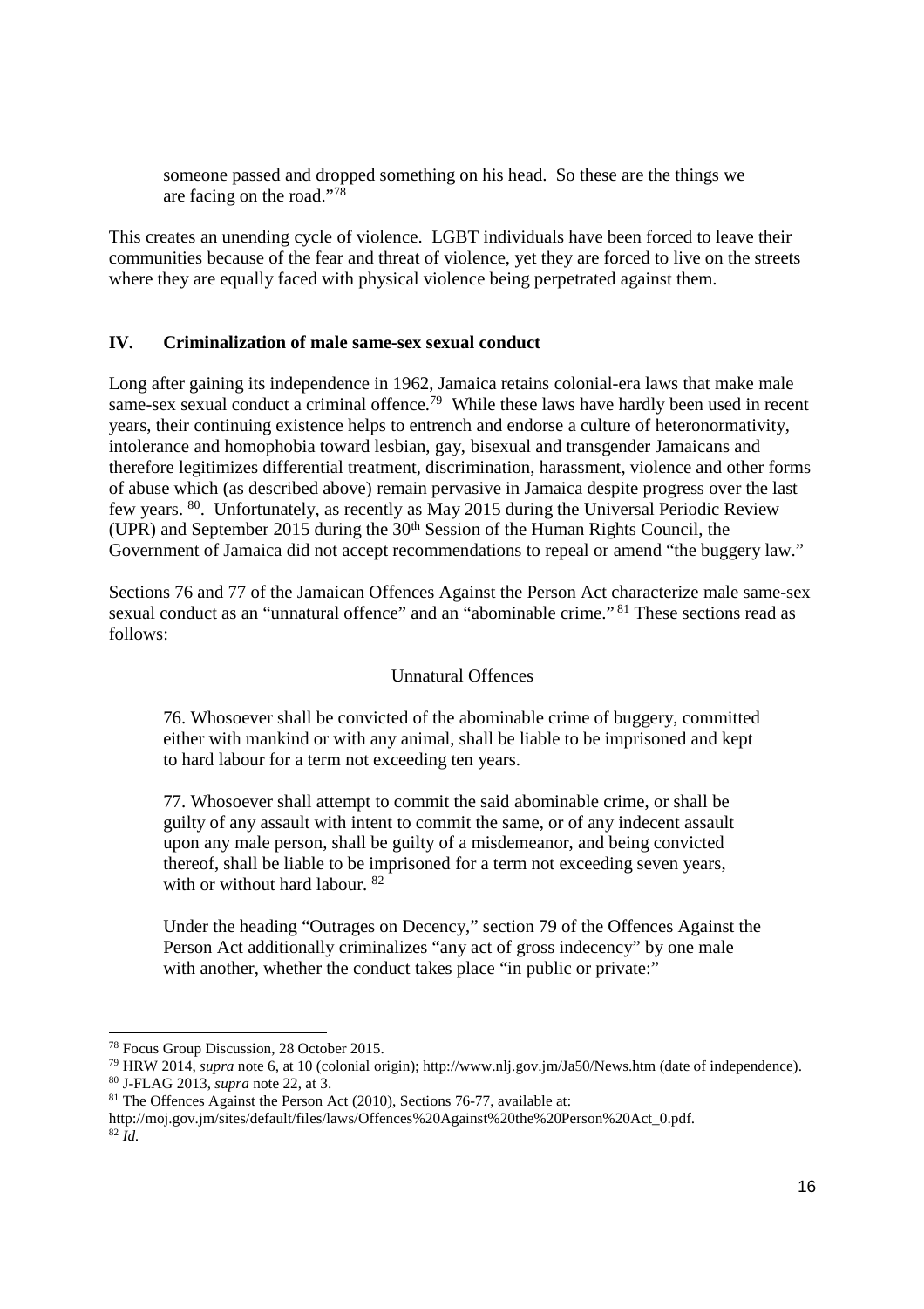> someone passed and dropped something on his head. So these are the things we are facing on the road."[78]

This creates an unending cycle of violence. LGBT individuals have been forced to leave their communities because of the fear and threat of violence, yet they are forced to live on the streets where they are equally faced with physical violence being perpetrated against them.

## IV. Criminalization of male same-sex sexual conduct

Long after gaining its independence in 1962, Jamaica retains colonial-era laws that make male same-sex sexual conduct a criminal offence.[79] While these laws have hardly been used in recent years, their continuing existence helps to entrench and endorse a culture of heteronormativity, intolerance and homophobia toward lesbian, gay, bisexual and transgender Jamaicans and therefore legitimizes differential treatment, discrimination, harassment, violence and other forms of abuse which (as described above) remain pervasive in Jamaica despite progress over the last few years. [80]. Unfortunately, as recently as May 2015 during the Universal Periodic Review (UPR) and September 2015 during the 30th Session of the Human Rights Council, the Government of Jamaica did not accept recommendations to repeal or amend "the buggery law."

Sections 76 and 77 of the Jamaican Offences Against the Person Act characterize male same-sex sexual conduct as an "unnatural offence" and an "abominable crime." [81] These sections read as follows:

> Unnatural Offences
>
> 76. Whosoever shall be convicted of the abominable crime of buggery, committed either with mankind or with any animal, shall be liable to be imprisoned and kept to hard labour for a term not exceeding ten years.
>
> 77. Whosoever shall attempt to commit the said abominable crime, or shall be guilty of any assault with intent to commit the same, or of any indecent assault upon any male person, shall be guilty of a misdemeanor, and being convicted thereof, shall be liable to be imprisoned for a term not exceeding seven years, with or without hard labour. [82]
>
> Under the heading "Outrages on Decency," section 79 of the Offences Against the Person Act additionally criminalizes "any act of gross indecency" by one male with another, whether the conduct takes place "in public or private:"

---

[78] Focus Group Discussion, 28 October 2015.

[79] HRW 2014, *supra* note 6, at 10 (colonial origin); http://www.nlj.gov.jm/Ja50/News.htm (date of independence).

[80] J-FLAG 2013, *supra* note 22, at 3.

[81] The Offences Against the Person Act (2010), Sections 76-77, available at: http://moj.gov.jm/sites/default/files/laws/Offences%20Against%20the%20Person%20Act_0.pdf.

[82] *Id.*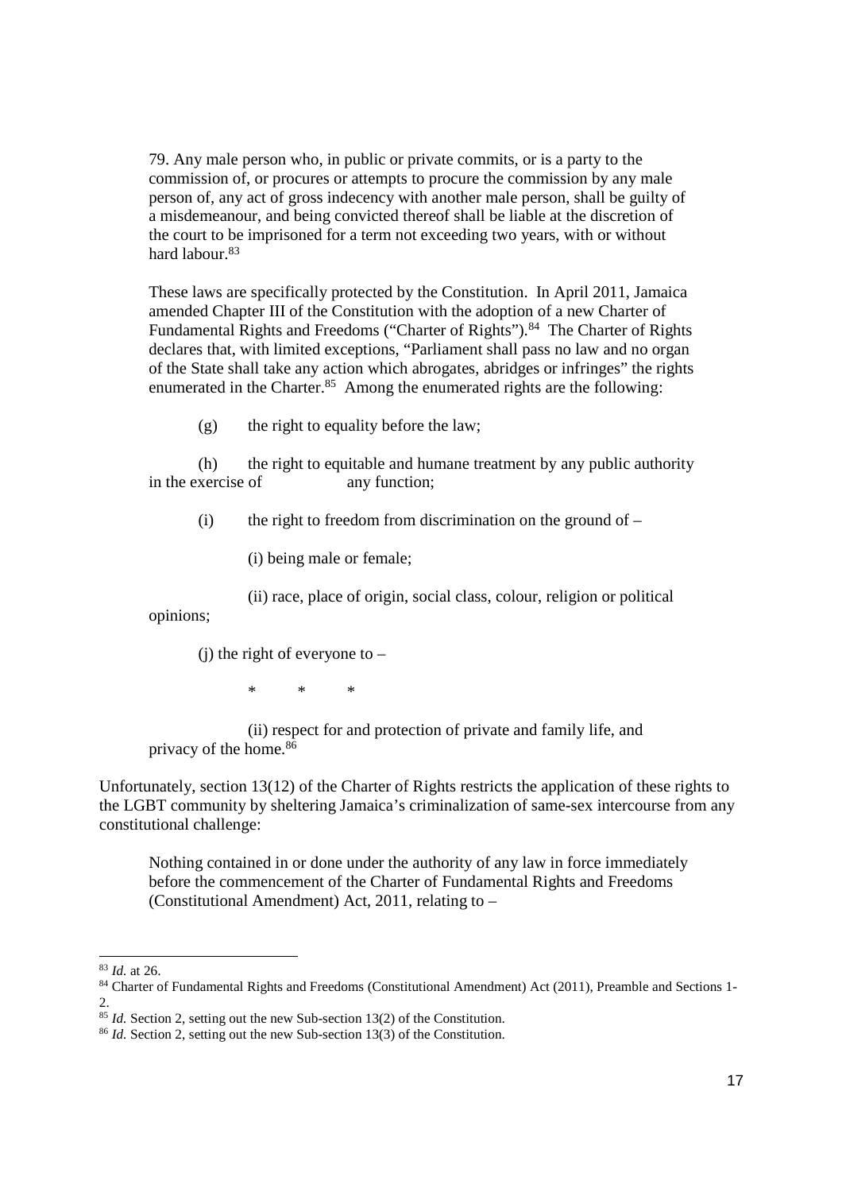> 79. Any male person who, in public or private commits, or is a party to the commission of, or procures or attempts to procure the commission by any male person of, any act of gross indecency with another male person, shall be guilty of a misdemeanour, and being convicted thereof shall be liable at the discretion of the court to be imprisoned for a term not exceeding two years, with or without hard labour.[83]

> These laws are specifically protected by the Constitution. In April 2011, Jamaica amended Chapter III of the Constitution with the adoption of a new Charter of Fundamental Rights and Freedoms ("Charter of Rights").[84] The Charter of Rights declares that, with limited exceptions, "Parliament shall pass no law and no organ of the State shall take any action which abrogates, abridges or infringes" the rights enumerated in the Charter.[85] Among the enumerated rights are the following:
>
> (g) the right to equality before the law;
>
> (h) the right to equitable and humane treatment by any public authority in the exercise of any function;
>
> (i) the right to freedom from discrimination on the ground of –
>
> (i) being male or female;
>
> (ii) race, place of origin, social class, colour, religion or political opinions;
>
> (j) the right of everyone to –
>
> \* \* \*
>
> (ii) respect for and protection of private and family life, and privacy of the home.[86]

Unfortunately, section 13(12) of the Charter of Rights restricts the application of these rights to the LGBT community by sheltering Jamaica's criminalization of same-sex intercourse from any constitutional challenge:

> Nothing contained in or done under the authority of any law in force immediately before the commencement of the Charter of Fundamental Rights and Freedoms (Constitutional Amendment) Act, 2011, relating to –

---

[83] *Id.* at 26.

[84] Charter of Fundamental Rights and Freedoms (Constitutional Amendment) Act (2011), Preamble and Sections 1-2.

[85] *Id.* Section 2, setting out the new Sub-section 13(2) of the Constitution.

[86] *Id.* Section 2, setting out the new Sub-section 13(3) of the Constitution.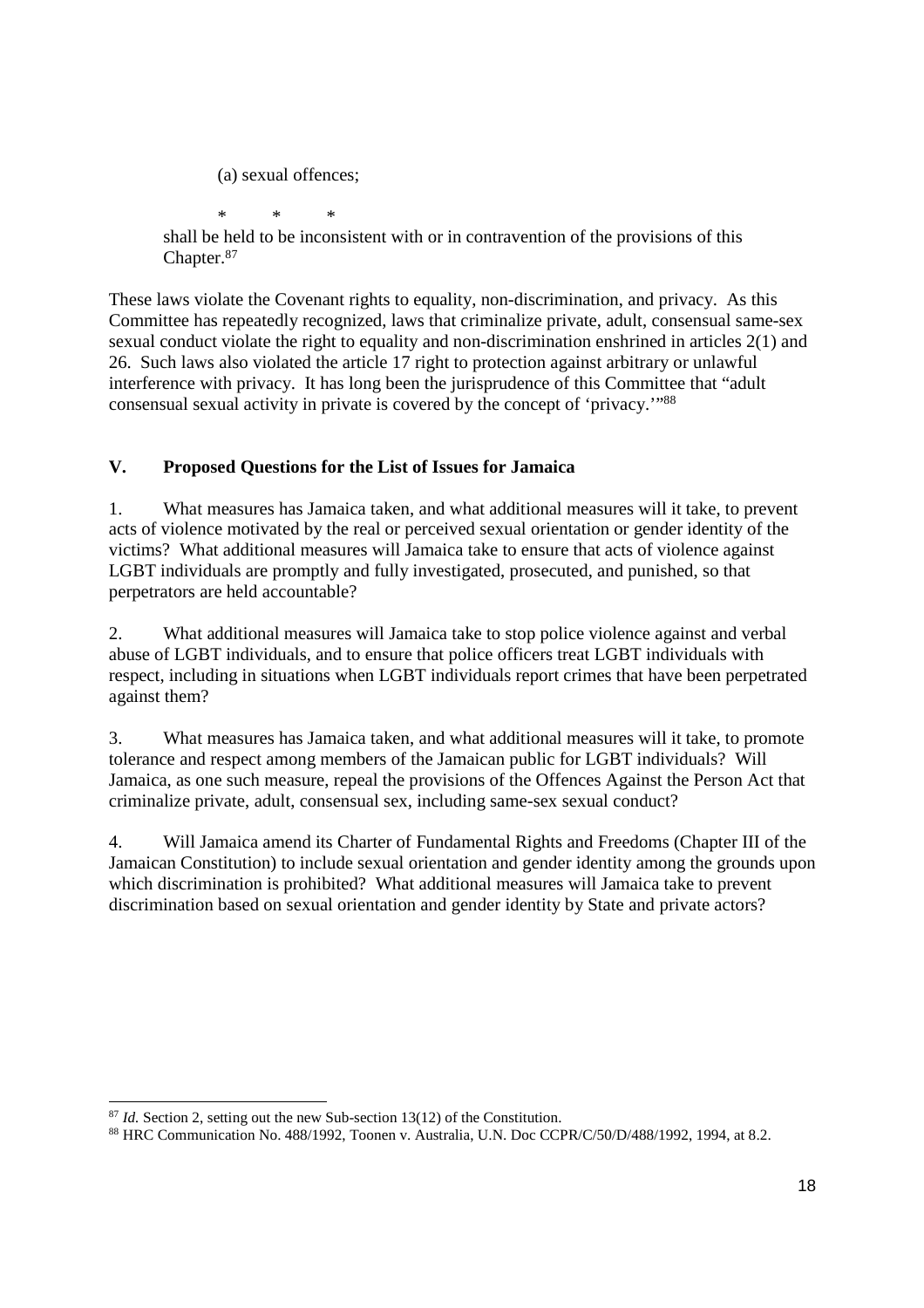(a) sexual offences;

\*  \*  \*

shall be held to be inconsistent with or in contravention of the provisions of this Chapter.[87]

These laws violate the Covenant rights to equality, non-discrimination, and privacy. As this Committee has repeatedly recognized, laws that criminalize private, adult, consensual same-sex sexual conduct violate the right to equality and non-discrimination enshrined in articles 2(1) and 26. Such laws also violated the article 17 right to protection against arbitrary or unlawful interference with privacy. It has long been the jurisprudence of this Committee that "adult consensual sexual activity in private is covered by the concept of 'privacy.'"[88]

## V. Proposed Questions for the List of Issues for Jamaica

1. What measures has Jamaica taken, and what additional measures will it take, to prevent acts of violence motivated by the real or perceived sexual orientation or gender identity of the victims? What additional measures will Jamaica take to ensure that acts of violence against LGBT individuals are promptly and fully investigated, prosecuted, and punished, so that perpetrators are held accountable?

2. What additional measures will Jamaica take to stop police violence against and verbal abuse of LGBT individuals, and to ensure that police officers treat LGBT individuals with respect, including in situations when LGBT individuals report crimes that have been perpetrated against them?

3. What measures has Jamaica taken, and what additional measures will it take, to promote tolerance and respect among members of the Jamaican public for LGBT individuals? Will Jamaica, as one such measure, repeal the provisions of the Offences Against the Person Act that criminalize private, adult, consensual sex, including same-sex sexual conduct?

4. Will Jamaica amend its Charter of Fundamental Rights and Freedoms (Chapter III of the Jamaican Constitution) to include sexual orientation and gender identity among the grounds upon which discrimination is prohibited? What additional measures will Jamaica take to prevent discrimination based on sexual orientation and gender identity by State and private actors?

---

[87] *Id.* Section 2, setting out the new Sub-section 13(12) of the Constitution.

[88] HRC Communication No. 488/1992, Toonen v. Australia, U.N. Doc CCPR/C/50/D/488/1992, 1994, at 8.2.